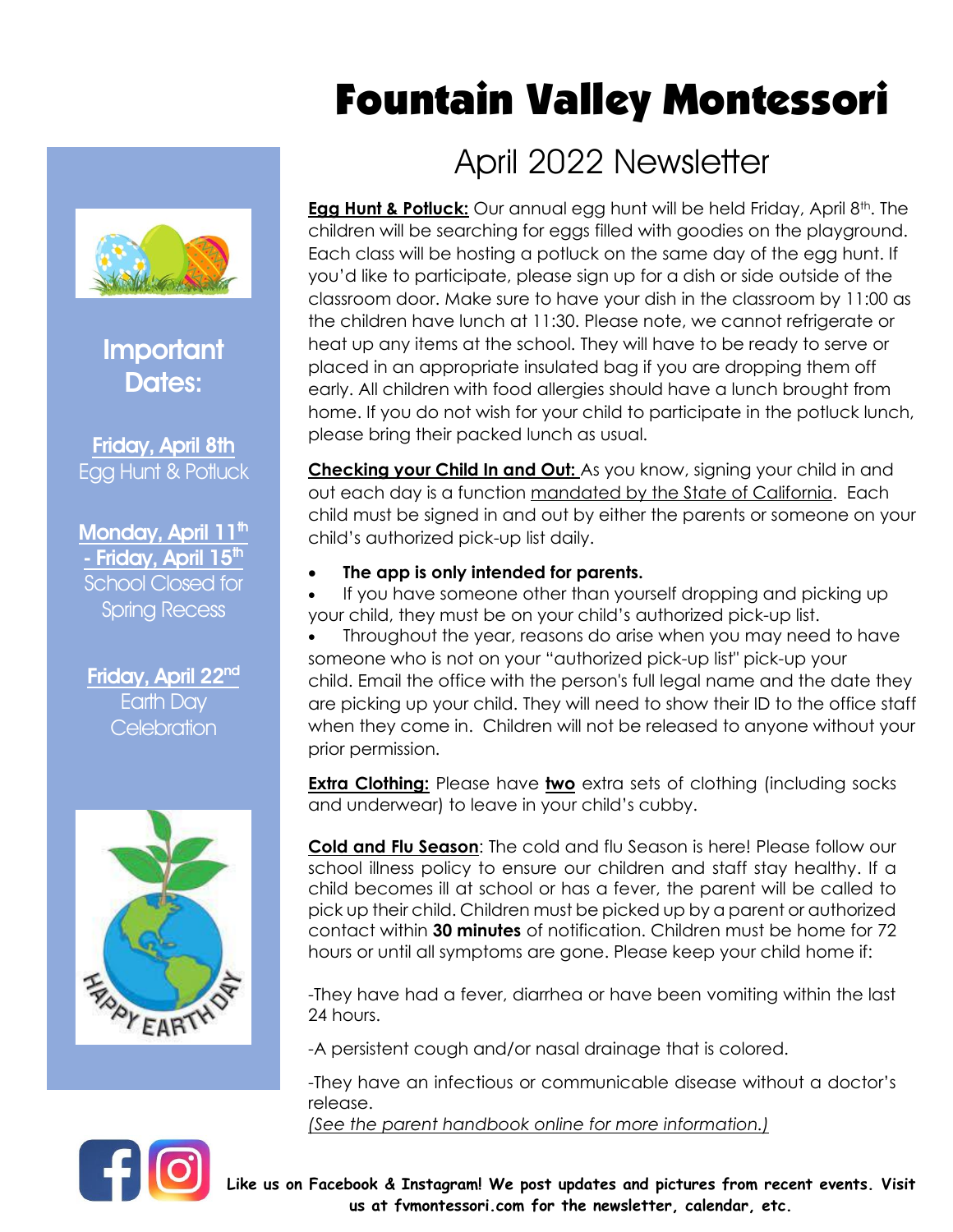// Page 1 of the newsletter has no detected images, so the output is text only.
# Fountain Valley Montessori

## April 2022 Newsletter

**Important Dates:**

**Friday, April 8th**
Egg Hunt & Potluck

**Monday, April 11th - Friday, April 15th**
School Closed for Spring Recess

**Friday, April 22nd**
Earth Day Celebration

**Egg Hunt & Potluck:** Our annual egg hunt will be held Friday, April 8th. The children will be searching for eggs filled with goodies on the playground. Each class will be hosting a potluck on the same day of the egg hunt. If you'd like to participate, please sign up for a dish or side outside of the classroom door. Make sure to have your dish in the classroom by 11:00 as the children have lunch at 11:30. Please note, we cannot refrigerate or heat up any items at the school. They will have to be ready to serve or placed in an appropriate insulated bag if you are dropping them off early. All children with food allergies should have a lunch brought from home. If you do not wish for your child to participate in the potluck lunch, please bring their packed lunch as usual.

**Checking your Child In and Out:** As you know, signing your child in and out each day is a function mandated by the State of California. Each child must be signed in and out by either the parents or someone on your child's authorized pick-up list daily.

- **The app is only intended for parents.**
- If you have someone other than yourself dropping and picking up your child, they must be on your child's authorized pick-up list.
- Throughout the year, reasons do arise when you may need to have someone who is not on your "authorized pick-up list" pick-up your child. Email the office with the person's full legal name and the date they are picking up your child. They will need to show their ID to the office staff when they come in. Children will not be released to anyone without your prior permission.

**Extra Clothing:** Please have **two** extra sets of clothing (including socks and underwear) to leave in your child's cubby.

**Cold and Flu Season**: The cold and flu Season is here! Please follow our school illness policy to ensure our children and staff stay healthy. If a child becomes ill at school or has a fever, the parent will be called to pick up their child. Children must be picked up by a parent or authorized contact within **30 minutes** of notification. Children must be home for 72 hours or until all symptoms are gone. Please keep your child home if:

-They have had a fever, diarrhea or have been vomiting within the last 24 hours.

-A persistent cough and/or nasal drainage that is colored.

-They have an infectious or communicable disease without a doctor's release.

*(See the parent handbook online for more information.)*

**Like us on Facebook & Instagram! We post updates and pictures from recent events. Visit us at fvmontessori.com for the newsletter, calendar, etc.**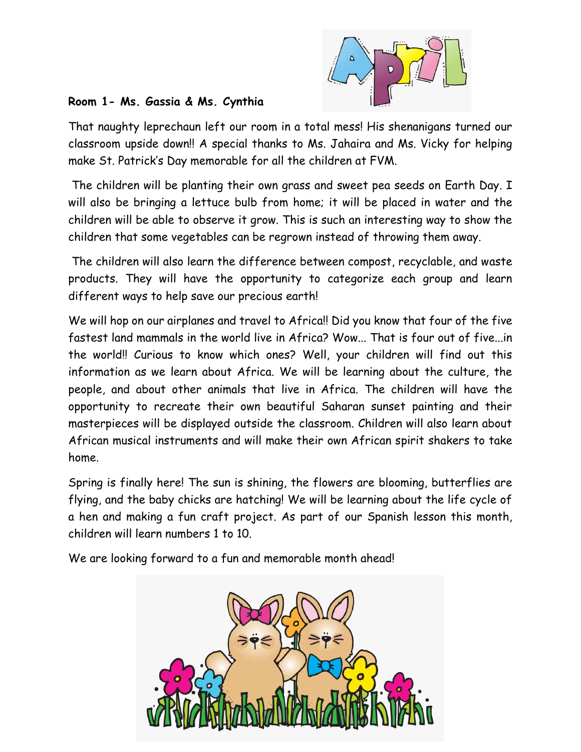**Room 1- Ms. Gassia & Ms. Cynthia**

That naughty leprechaun left our room in a total mess! His shenanigans turned our classroom upside down!! A special thanks to Ms. Jahaira and Ms. Vicky for helping make St. Patrick's Day memorable for all the children at FVM.

The children will be planting their own grass and sweet pea seeds on Earth Day. I will also be bringing a lettuce bulb from home; it will be placed in water and the children will be able to observe it grow. This is such an interesting way to show the children that some vegetables can be regrown instead of throwing them away.

The children will also learn the difference between compost, recyclable, and waste products. They will have the opportunity to categorize each group and learn different ways to help save our precious earth!

We will hop on our airplanes and travel to Africa!! Did you know that four of the five fastest land mammals in the world live in Africa? Wow... That is four out of five...in the world!! Curious to know which ones? Well, your children will find out this information as we learn about Africa. We will be learning about the culture, the people, and about other animals that live in Africa. The children will have the opportunity to recreate their own beautiful Saharan sunset painting and their masterpieces will be displayed outside the classroom. Children will also learn about African musical instruments and will make their own African spirit shakers to take home.

Spring is finally here! The sun is shining, the flowers are blooming, butterflies are flying, and the baby chicks are hatching! We will be learning about the life cycle of a hen and making a fun craft project. As part of our Spanish lesson this month, children will learn numbers 1 to 10.

We are looking forward to a fun and memorable month ahead!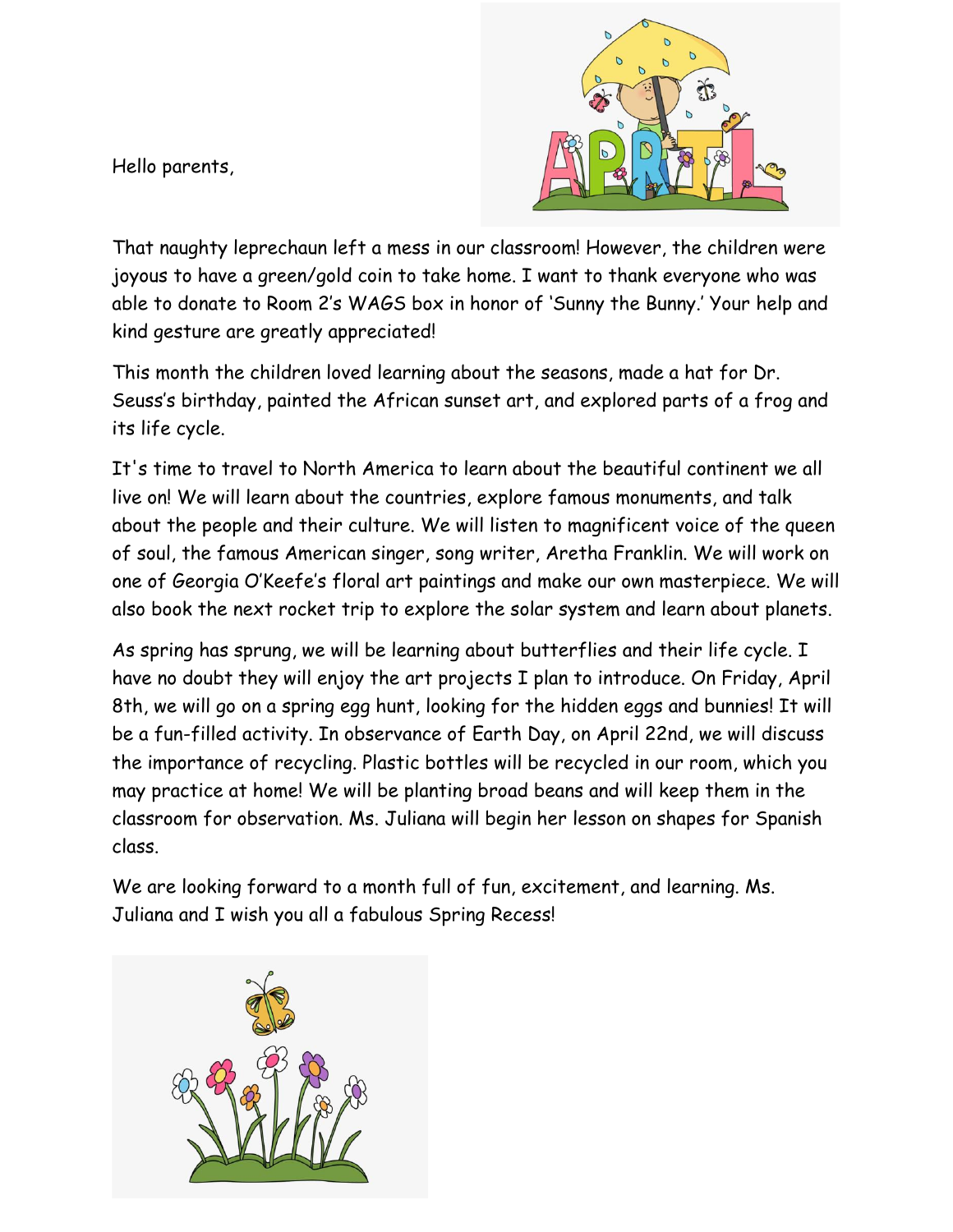Hello parents,

That naughty leprechaun left a mess in our classroom! However, the children were joyous to have a green/gold coin to take home. I want to thank everyone who was able to donate to Room 2's WAGS box in honor of 'Sunny the Bunny.' Your help and kind gesture are greatly appreciated!

This month the children loved learning about the seasons, made a hat for Dr. Seuss's birthday, painted the African sunset art, and explored parts of a frog and its life cycle.

It's time to travel to North America to learn about the beautiful continent we all live on! We will learn about the countries, explore famous monuments, and talk about the people and their culture. We will listen to magnificent voice of the queen of soul, the famous American singer, song writer, Aretha Franklin. We will work on one of Georgia O'Keefe's floral art paintings and make our own masterpiece. We will also book the next rocket trip to explore the solar system and learn about planets.

As spring has sprung, we will be learning about butterflies and their life cycle. I have no doubt they will enjoy the art projects I plan to introduce. On Friday, April 8th, we will go on a spring egg hunt, looking for the hidden eggs and bunnies! It will be a fun-filled activity. In observance of Earth Day, on April 22nd, we will discuss the importance of recycling. Plastic bottles will be recycled in our room, which you may practice at home! We will be planting broad beans and will keep them in the classroom for observation. Ms. Juliana will begin her lesson on shapes for Spanish class.

We are looking forward to a month full of fun, excitement, and learning. Ms. Juliana and I wish you all a fabulous Spring Recess!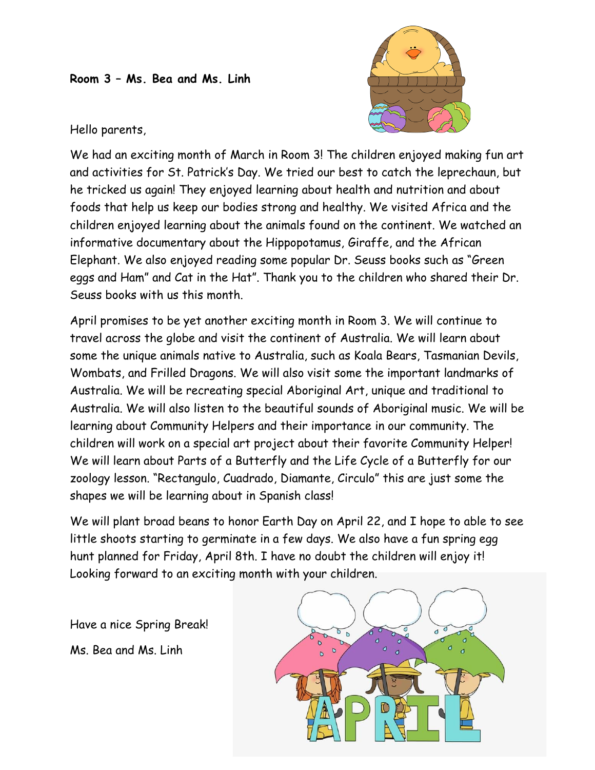**Room 3 – Ms. Bea and Ms. Linh**

Hello parents,

We had an exciting month of March in Room 3! The children enjoyed making fun art and activities for St. Patrick's Day. We tried our best to catch the leprechaun, but he tricked us again! They enjoyed learning about health and nutrition and about foods that help us keep our bodies strong and healthy. We visited Africa and the children enjoyed learning about the animals found on the continent. We watched an informative documentary about the Hippopotamus, Giraffe, and the African Elephant. We also enjoyed reading some popular Dr. Seuss books such as "Green eggs and Ham" and Cat in the Hat". Thank you to the children who shared their Dr. Seuss books with us this month.

April promises to be yet another exciting month in Room 3. We will continue to travel across the globe and visit the continent of Australia. We will learn about some the unique animals native to Australia, such as Koala Bears, Tasmanian Devils, Wombats, and Frilled Dragons. We will also visit some the important landmarks of Australia. We will be recreating special Aboriginal Art, unique and traditional to Australia. We will also listen to the beautiful sounds of Aboriginal music. We will be learning about Community Helpers and their importance in our community. The children will work on a special art project about their favorite Community Helper! We will learn about Parts of a Butterfly and the Life Cycle of a Butterfly for our zoology lesson. "Rectangulo, Cuadrado, Diamante, Circulo" this are just some the shapes we will be learning about in Spanish class!

We will plant broad beans to honor Earth Day on April 22, and I hope to able to see little shoots starting to germinate in a few days. We also have a fun spring egg hunt planned for Friday, April 8th. I have no doubt the children will enjoy it! Looking forward to an exciting month with your children.

Have a nice Spring Break!

Ms. Bea and Ms. Linh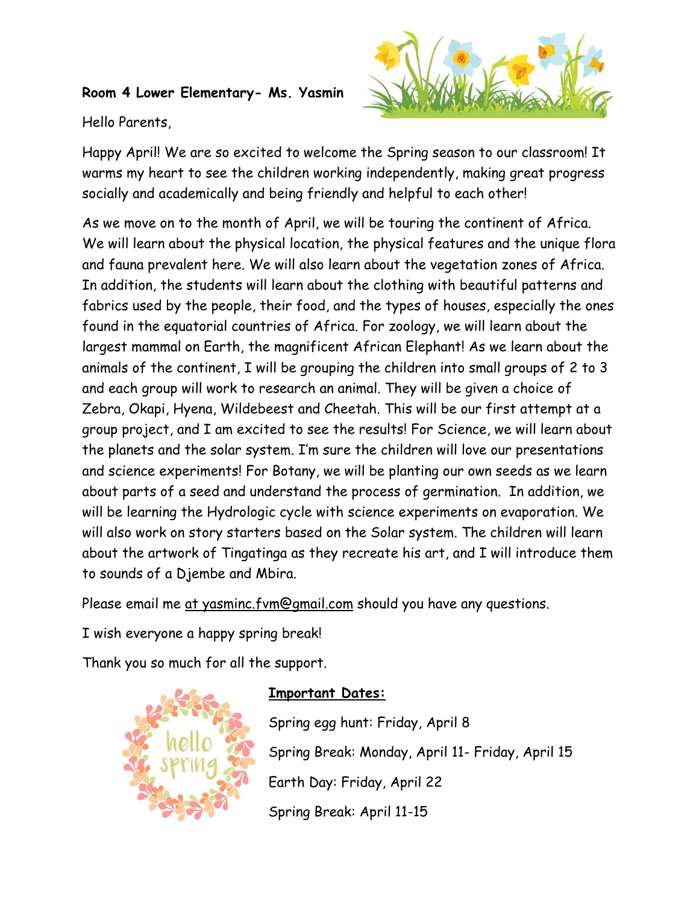**Room 4 Lower Elementary- Ms. Yasmin**

Hello Parents,

Happy April! We are so excited to welcome the Spring season to our classroom! It warms my heart to see the children working independently, making great progress socially and academically and being friendly and helpful to each other!

As we move on to the month of April, we will be touring the continent of Africa. We will learn about the physical location, the physical features and the unique flora and fauna prevalent here. We will also learn about the vegetation zones of Africa. In addition, the students will learn about the clothing with beautiful patterns and fabrics used by the people, their food, and the types of houses, especially the ones found in the equatorial countries of Africa. For zoology, we will learn about the largest mammal on Earth, the magnificent African Elephant! As we learn about the animals of the continent, I will be grouping the children into small groups of 2 to 3 and each group will work to research an animal. They will be given a choice of Zebra, Okapi, Hyena, Wildebeest and Cheetah. This will be our first attempt at a group project, and I am excited to see the results! For Science, we will learn about the planets and the solar system. I'm sure the children will love our presentations and science experiments! For Botany, we will be planting our own seeds as we learn about parts of a seed and understand the process of germination. In addition, we will be learning the Hydrologic cycle with science experiments on evaporation. We will also work on story starters based on the Solar system. The children will learn about the artwork of Tingatinga as they recreate his art, and I will introduce them to sounds of a Djembe and Mbira.

Please email me at yasminc.fvm@gmail.com should you have any questions.

I wish everyone a happy spring break!

Thank you so much for all the support.

**Important Dates:**

Spring egg hunt: Friday, April 8

Spring Break: Monday, April 11- Friday, April 15

Earth Day: Friday, April 22

Spring Break: April 11-15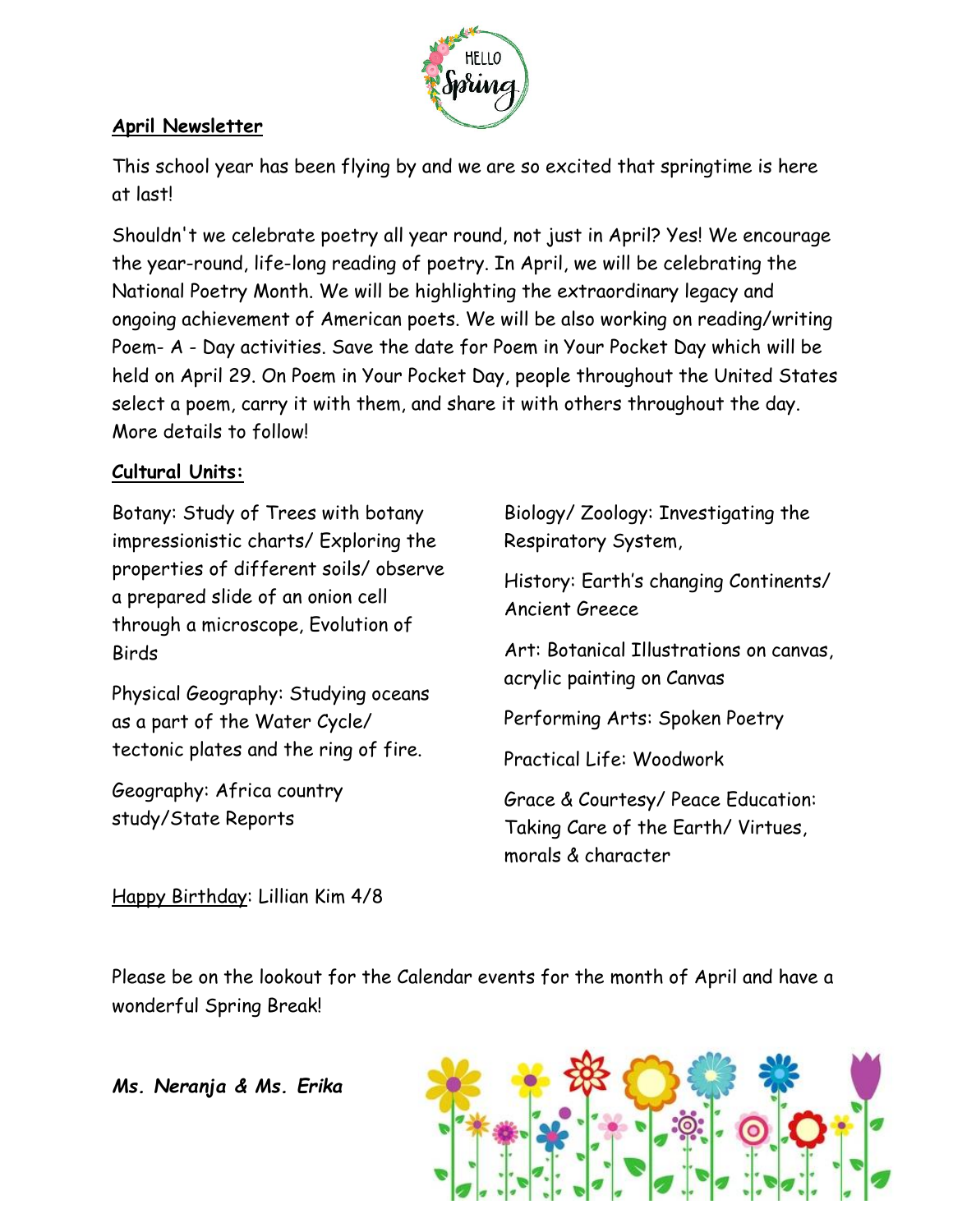## April Newsletter

This school year has been flying by and we are so excited that springtime is here at last!

Shouldn't we celebrate poetry all year round, not just in April? Yes! We encourage the year-round, life-long reading of poetry. In April, we will be celebrating the National Poetry Month. We will be highlighting the extraordinary legacy and ongoing achievement of American poets. We will be also working on reading/writing Poem- A - Day activities. Save the date for Poem in Your Pocket Day which will be held on April 29. On Poem in Your Pocket Day, people throughout the United States select a poem, carry it with them, and share it with others throughout the day. More details to follow!

## Cultural Units:

Botany: Study of Trees with botany impressionistic charts/ Exploring the properties of different soils/ observe a prepared slide of an onion cell through a microscope, Evolution of Birds

Physical Geography: Studying oceans as a part of the Water Cycle/ tectonic plates and the ring of fire.

Geography: Africa country study/State Reports

Biology/ Zoology: Investigating the Respiratory System,

History: Earth's changing Continents/ Ancient Greece

Art: Botanical Illustrations on canvas, acrylic painting on Canvas

Performing Arts: Spoken Poetry

Practical Life: Woodwork

Grace & Courtesy/ Peace Education: Taking Care of the Earth/ Virtues, morals & character

<u>Happy Birthday</u>: Lillian Kim 4/8

Please be on the lookout for the Calendar events for the month of April and have a wonderful Spring Break!

***Ms. Neranja & Ms. Erika***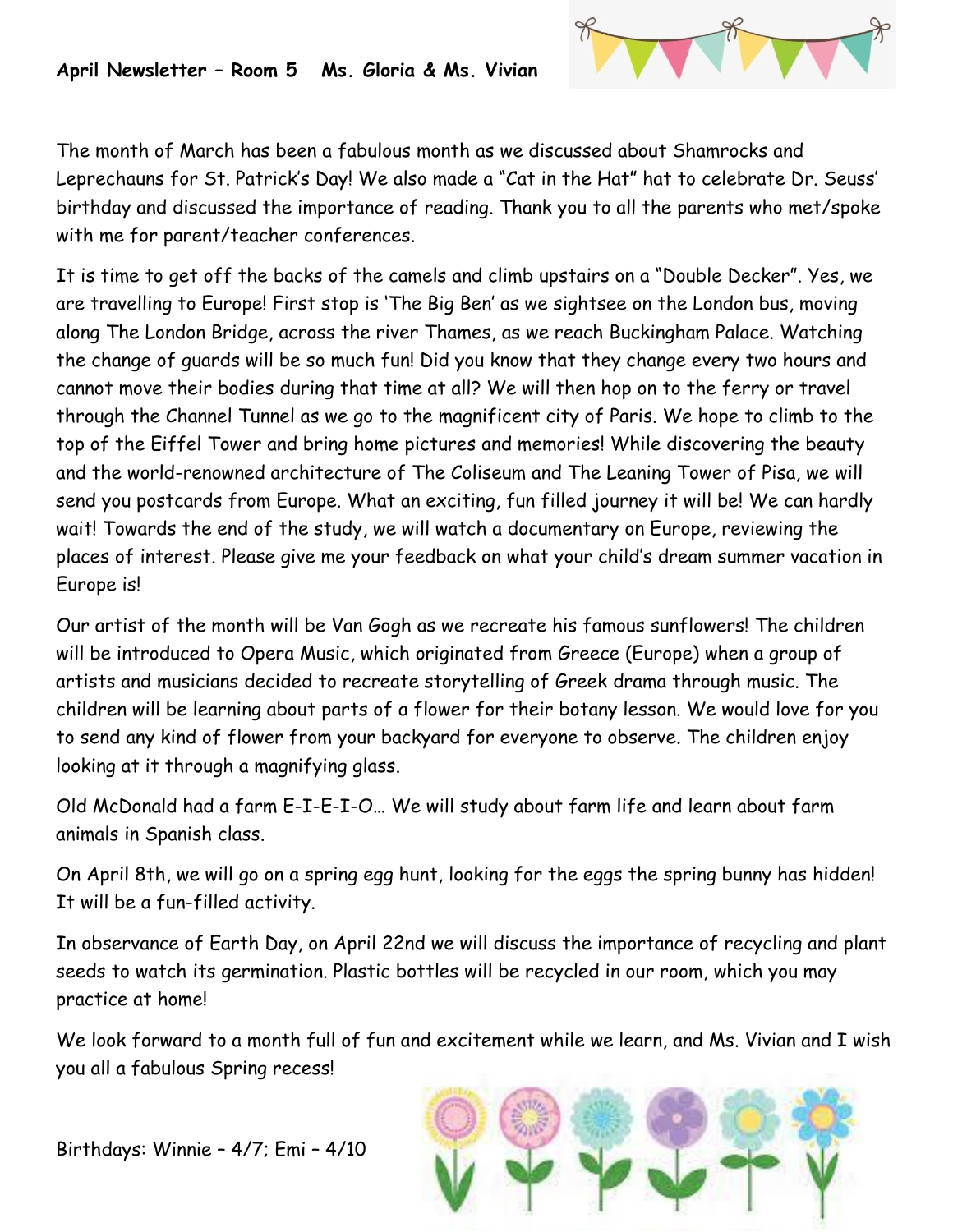**April Newsletter – Room 5   Ms. Gloria & Ms. Vivian**

The month of March has been a fabulous month as we discussed about Shamrocks and Leprechauns for St. Patrick's Day! We also made a "Cat in the Hat" hat to celebrate Dr. Seuss' birthday and discussed the importance of reading. Thank you to all the parents who met/spoke with me for parent/teacher conferences.

It is time to get off the backs of the camels and climb upstairs on a "Double Decker". Yes, we are travelling to Europe! First stop is 'The Big Ben' as we sightsee on the London bus, moving along The London Bridge, across the river Thames, as we reach Buckingham Palace. Watching the change of guards will be so much fun! Did you know that they change every two hours and cannot move their bodies during that time at all? We will then hop on to the ferry or travel through the Channel Tunnel as we go to the magnificent city of Paris. We hope to climb to the top of the Eiffel Tower and bring home pictures and memories! While discovering the beauty and the world-renowned architecture of The Coliseum and The Leaning Tower of Pisa, we will send you postcards from Europe. What an exciting, fun filled journey it will be! We can hardly wait! Towards the end of the study, we will watch a documentary on Europe, reviewing the places of interest. Please give me your feedback on what your child's dream summer vacation in Europe is!

Our artist of the month will be Van Gogh as we recreate his famous sunflowers! The children will be introduced to Opera Music, which originated from Greece (Europe) when a group of artists and musicians decided to recreate storytelling of Greek drama through music. The children will be learning about parts of a flower for their botany lesson. We would love for you to send any kind of flower from your backyard for everyone to observe. The children enjoy looking at it through a magnifying glass.

Old McDonald had a farm E-I-E-I-O… We will study about farm life and learn about farm animals in Spanish class.

On April 8th, we will go on a spring egg hunt, looking for the eggs the spring bunny has hidden! It will be a fun-filled activity.

In observance of Earth Day, on April 22nd we will discuss the importance of recycling and plant seeds to watch its germination. Plastic bottles will be recycled in our room, which you may practice at home!

We look forward to a month full of fun and excitement while we learn, and Ms. Vivian and I wish you all a fabulous Spring recess!

Birthdays: Winnie – 4/7; Emi – 4/10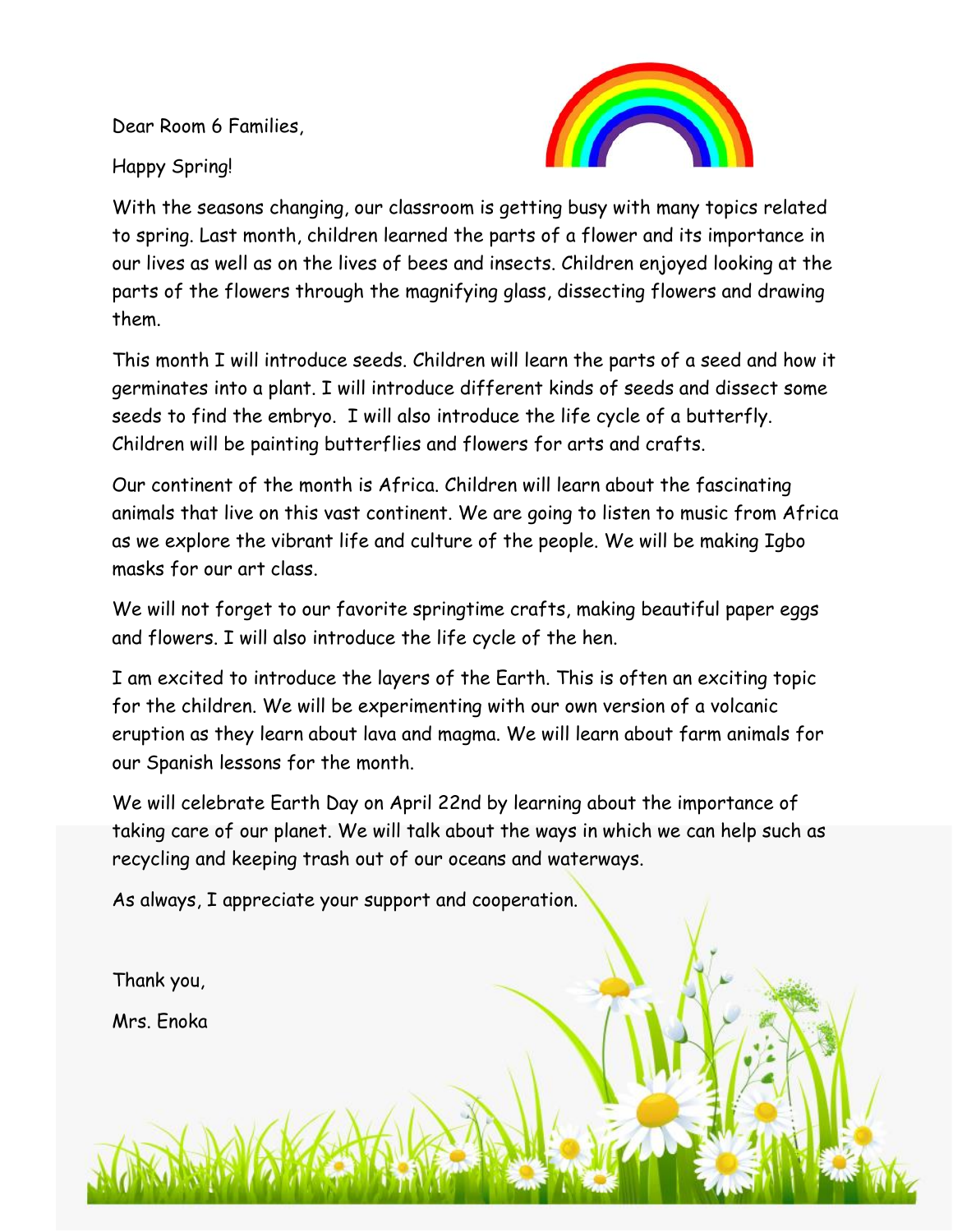Dear Room 6 Families,

Happy Spring!

With the seasons changing, our classroom is getting busy with many topics related to spring. Last month, children learned the parts of a flower and its importance in our lives as well as on the lives of bees and insects. Children enjoyed looking at the parts of the flowers through the magnifying glass, dissecting flowers and drawing them.

This month I will introduce seeds. Children will learn the parts of a seed and how it germinates into a plant. I will introduce different kinds of seeds and dissect some seeds to find the embryo. I will also introduce the life cycle of a butterfly. Children will be painting butterflies and flowers for arts and crafts.

Our continent of the month is Africa. Children will learn about the fascinating animals that live on this vast continent. We are going to listen to music from Africa as we explore the vibrant life and culture of the people. We will be making Igbo masks for our art class.

We will not forget to our favorite springtime crafts, making beautiful paper eggs and flowers. I will also introduce the life cycle of the hen.

I am excited to introduce the layers of the Earth. This is often an exciting topic for the children. We will be experimenting with our own version of a volcanic eruption as they learn about lava and magma. We will learn about farm animals for our Spanish lessons for the month.

We will celebrate Earth Day on April 22nd by learning about the importance of taking care of our planet. We will talk about the ways in which we can help such as recycling and keeping trash out of our oceans and waterways.

As always, I appreciate your support and cooperation.

Thank you,

Mrs. Enoka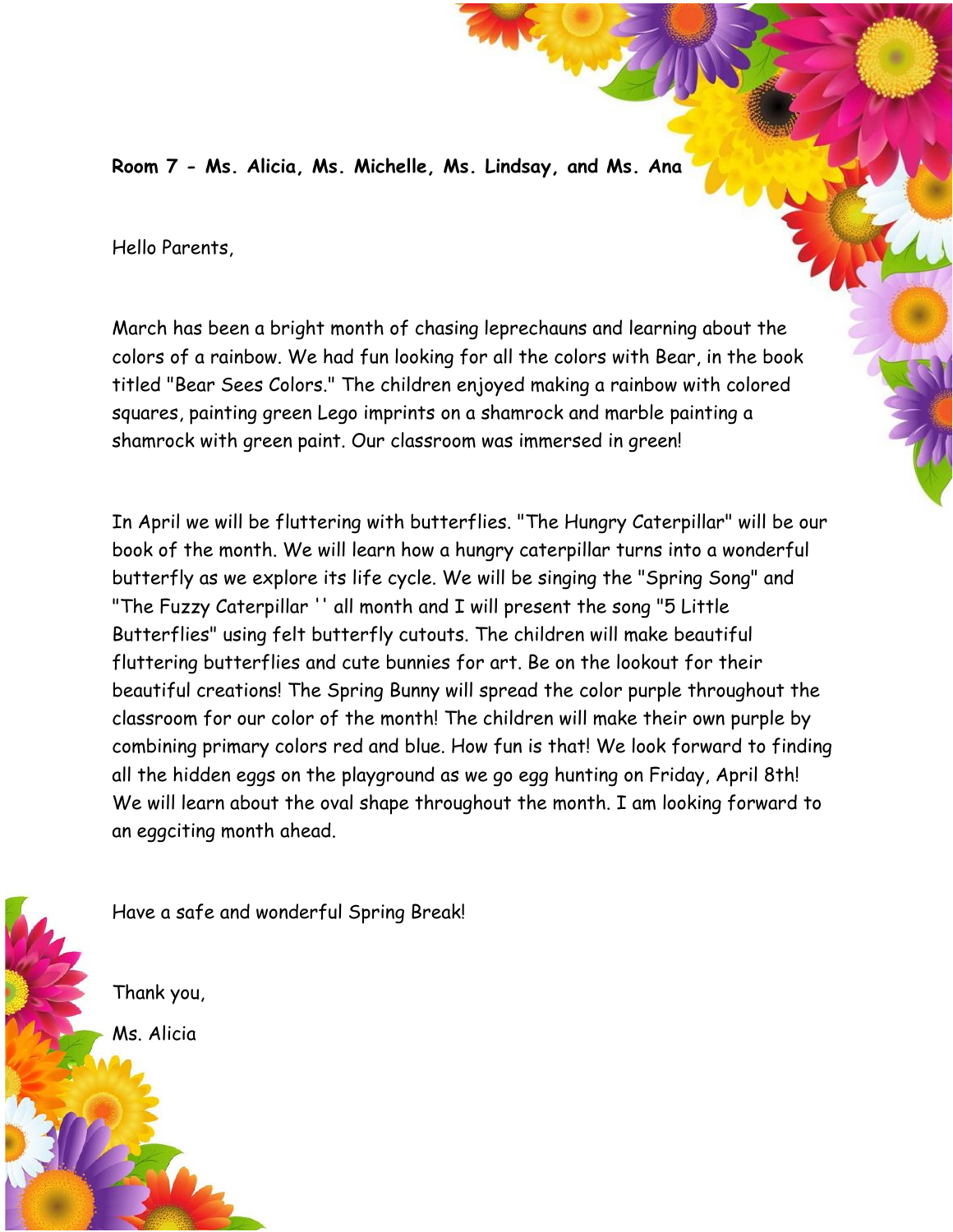**Room 7 - Ms. Alicia, Ms. Michelle, Ms. Lindsay, and Ms. Ana**

Hello Parents,

March has been a bright month of chasing leprechauns and learning about the colors of a rainbow. We had fun looking for all the colors with Bear, in the book titled "Bear Sees Colors." The children enjoyed making a rainbow with colored squares, painting green Lego imprints on a shamrock and marble painting a shamrock with green paint. Our classroom was immersed in green!

In April we will be fluttering with butterflies. "The Hungry Caterpillar" will be our book of the month. We will learn how a hungry caterpillar turns into a wonderful butterfly as we explore its life cycle. We will be singing the "Spring Song" and "The Fuzzy Caterpillar '' all month and I will present the song "5 Little Butterflies" using felt butterfly cutouts. The children will make beautiful fluttering butterflies and cute bunnies for art. Be on the lookout for their beautiful creations! The Spring Bunny will spread the color purple throughout the classroom for our color of the month! The children will make their own purple by combining primary colors red and blue. How fun is that! We look forward to finding all the hidden eggs on the playground as we go egg hunting on Friday, April 8th! We will learn about the oval shape throughout the month. I am looking forward to an eggciting month ahead.

Have a safe and wonderful Spring Break!

Thank you,

Ms. Alicia